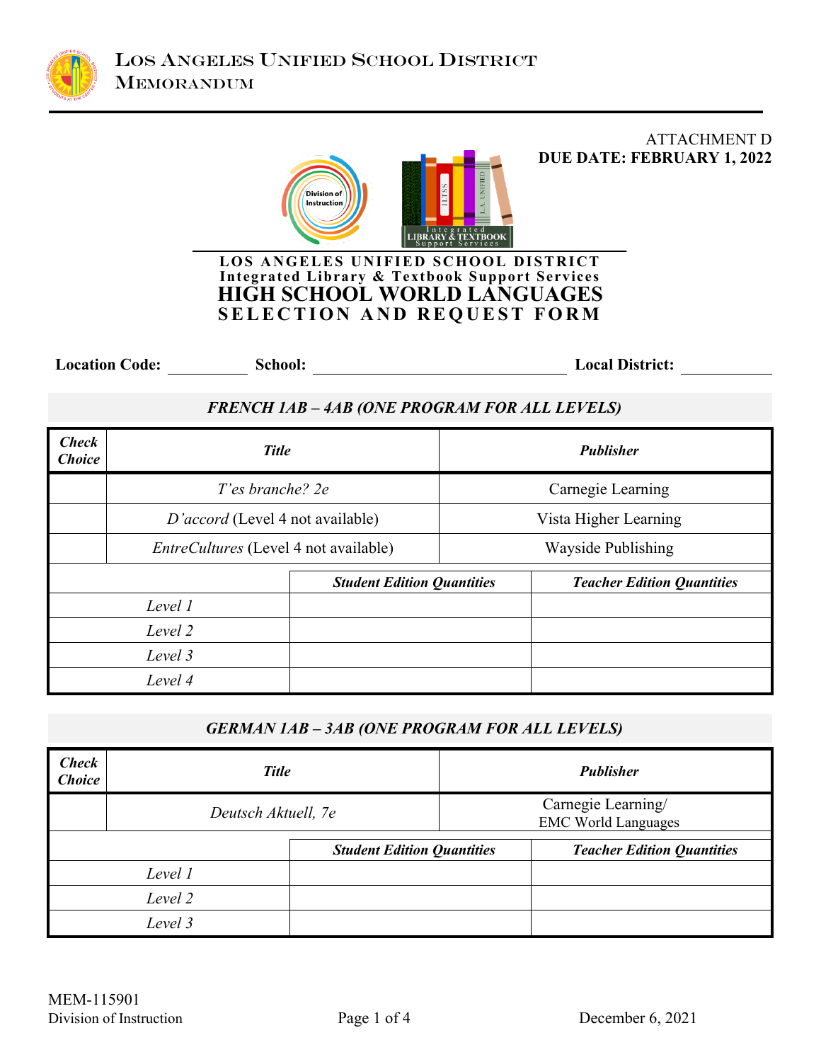**LOS ANGELES UNIFIED SCHOOL DISTRICT**
**MEMORANDUM**

ATTACHMENT D
**DUE DATE: FEBRUARY 1, 2022**

**LOS ANGELES UNIFIED SCHOOL DISTRICT**
**Integrated Library & Textbook Support Services**

# HIGH SCHOOL WORLD LANGUAGES SELECTION AND REQUEST FORM

**Location Code:** ________ **School:** ______________________ **Local District:** ________

### *FRENCH 1AB – 4AB (ONE PROGRAM FOR ALL LEVELS)*

| *Check Choice* | *Title* | *Publisher* |
|---|---|---|
| | *T'es branché? 2e* | Carnegie Learning |
| | *D'accord* (Level 4 not available) | Vista Higher Learning |
| | *EntreCultures* (Level 4 not available) | Wayside Publishing |

| | *Student Edition Quantities* | *Teacher Edition Quantities* |
|---|---|---|
| *Level 1* | | |
| *Level 2* | | |
| *Level 3* | | |
| *Level 4* | | |

### *GERMAN 1AB – 3AB (ONE PROGRAM FOR ALL LEVELS)*

| *Check Choice* | *Title* | *Publisher* |
|---|---|---|
| | *Deutsch Aktuell, 7e* | Carnegie Learning/ EMC World Languages |

| | *Student Edition Quantities* | *Teacher Edition Quantities* |
|---|---|---|
| *Level 1* | | |
| *Level 2* | | |
| *Level 3* | | |

MEM-115901
Division of Instruction

December 6, 2021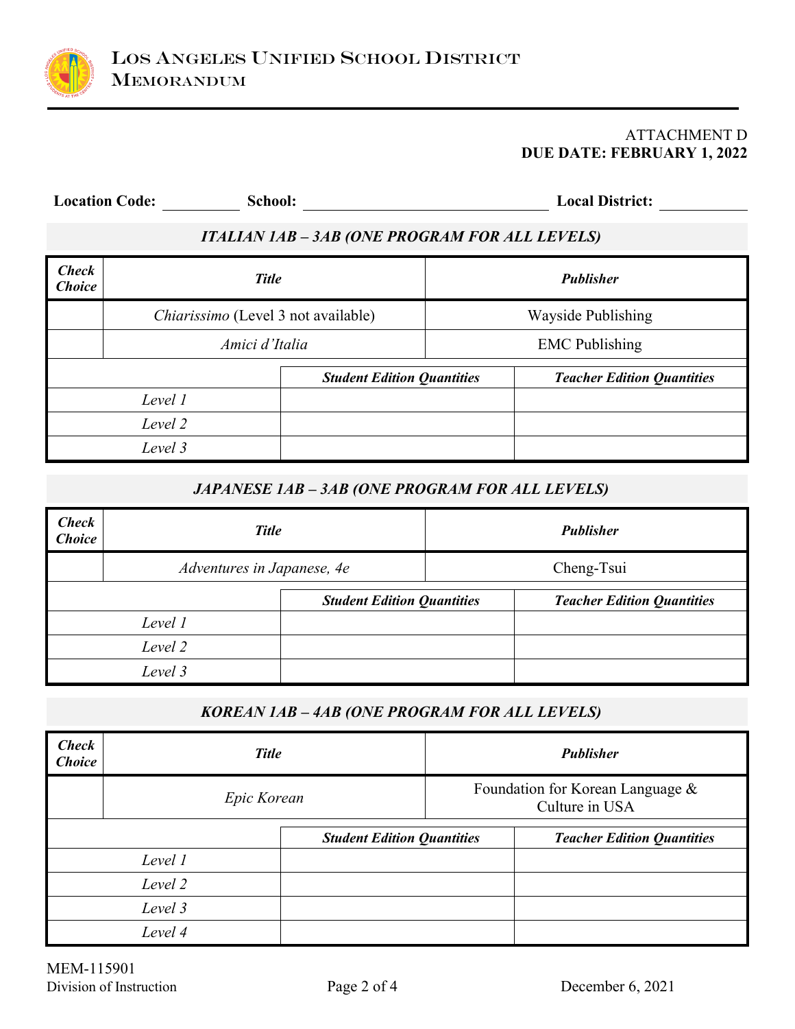ATTACHMENT D
**DUE DATE: FEBRUARY 1, 2022**

**Location Code:** __________ **School:** ______________________________ **Local District:** __________

### *ITALIAN 1AB – 3AB (ONE PROGRAM FOR ALL LEVELS)*

| ***Check Choice*** | ***Title*** | ***Publisher*** |
|---|---|---|
| | *Chiarissimo* (Level 3 not available) | Wayside Publishing |
| | *Amici d'Italia* | EMC Publishing |

| | ***Student Edition Quantities*** | ***Teacher Edition Quantities*** |
|---|---|---|
| *Level 1* | | |
| *Level 2* | | |
| *Level 3* | | |

### *JAPANESE 1AB – 3AB (ONE PROGRAM FOR ALL LEVELS)*

| ***Check Choice*** | ***Title*** | ***Publisher*** |
|---|---|---|
| | *Adventures in Japanese, 4e* | Cheng-Tsui |

| | ***Student Edition Quantities*** | ***Teacher Edition Quantities*** |
|---|---|---|
| *Level 1* | | |
| *Level 2* | | |
| *Level 3* | | |

### *KOREAN 1AB – 4AB (ONE PROGRAM FOR ALL LEVELS)*

| ***Check Choice*** | ***Title*** | ***Publisher*** |
|---|---|---|
| | *Epic Korean* | Foundation for Korean Language & Culture in USA |

| | ***Student Edition Quantities*** | ***Teacher Edition Quantities*** |
|---|---|---|
| *Level 1* | | |
| *Level 2* | | |
| *Level 3* | | |
| *Level 4* | | |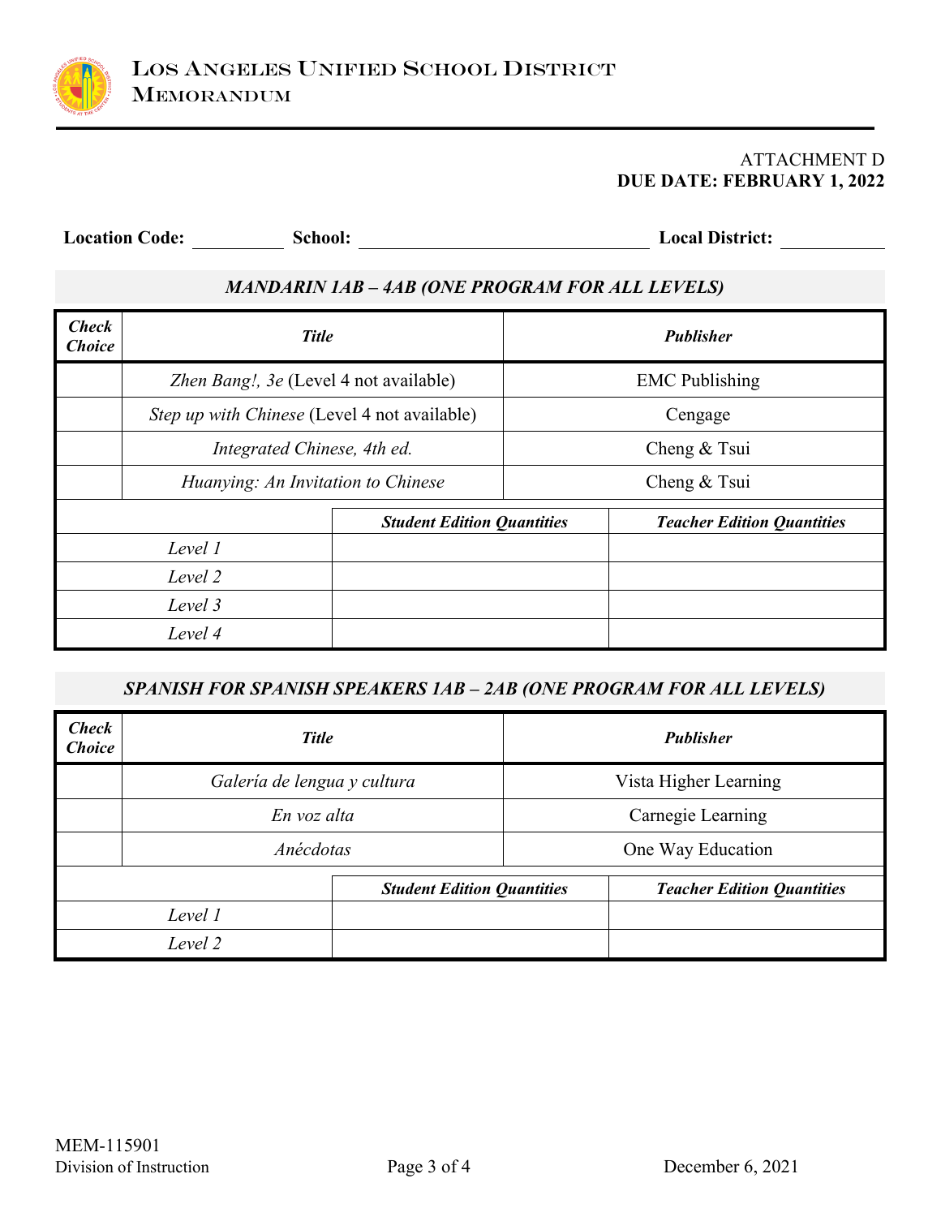ATTACHMENT D
**DUE DATE: FEBRUARY 1, 2022**

**Location Code:** __________ **School:** ______________________________ **Local District:** __________

### *MANDARIN 1AB – 4AB (ONE PROGRAM FOR ALL LEVELS)*

| ***Check Choice*** | ***Title*** | ***Publisher*** |
|---|---|---|
| | *Zhen Bang!, 3e* (Level 4 not available) | EMC Publishing |
| | *Step up with Chinese* (Level 4 not available) | Cengage |
| | *Integrated Chinese, 4th ed.* | Cheng & Tsui |
| | *Huanying: An Invitation to Chinese* | Cheng & Tsui |

| | ***Student Edition Quantities*** | ***Teacher Edition Quantities*** |
|---|---|---|
| *Level 1* | | |
| *Level 2* | | |
| *Level 3* | | |
| *Level 4* | | |

### *SPANISH FOR SPANISH SPEAKERS 1AB – 2AB (ONE PROGRAM FOR ALL LEVELS)*

| ***Check Choice*** | ***Title*** | ***Publisher*** |
|---|---|---|
| | *Galería de lengua y cultura* | Vista Higher Learning |
| | *En voz alta* | Carnegie Learning |
| | *Anécdotas* | One Way Education |

| | ***Student Edition Quantities*** | ***Teacher Edition Quantities*** |
|---|---|---|
| *Level 1* | | |
| *Level 2* | | |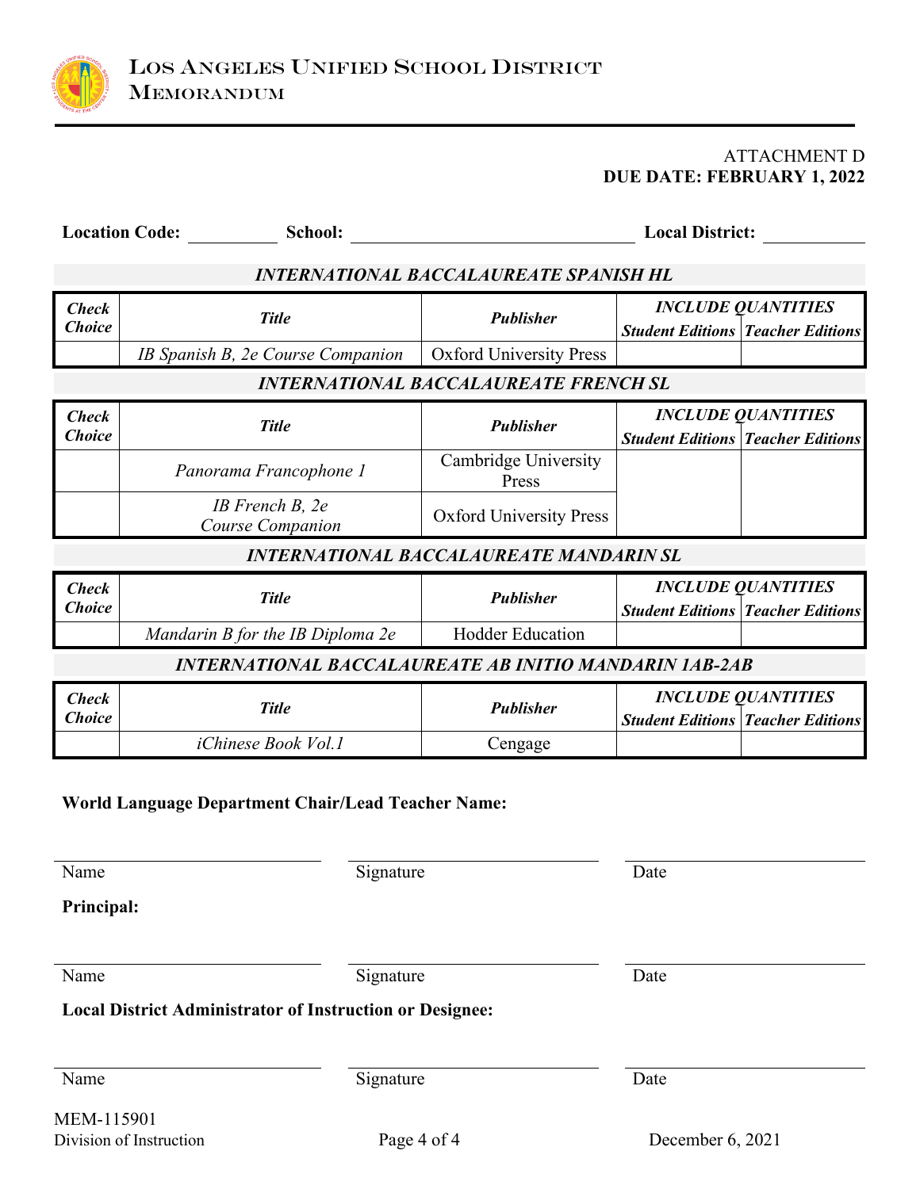LOS ANGELES UNIFIED SCHOOL DISTRICT
MEMORANDUM

ATTACHMENT D
**DUE DATE: FEBRUARY 1, 2022**

**Location Code:** __________ **School:** ______________________________ **Local District:** __________

### *INTERNATIONAL BACCALAUREATE SPANISH HL*

| ***Check Choice*** | ***Title*** | ***Publisher*** | ***INCLUDE QUANTITIES*** | |
|---|---|---|---|---|
| | | | ***Student Editions*** | ***Teacher Editions*** |
| | *IB Spanish B, 2e Course Companion* | Oxford University Press | | |

### *INTERNATIONAL BACCALAUREATE FRENCH SL*

| ***Check Choice*** | ***Title*** | ***Publisher*** | ***INCLUDE QUANTITIES*** | |
|---|---|---|---|---|
| | | | ***Student Editions*** | ***Teacher Editions*** |
| | *Panorama Francophone 1* | Cambridge University Press | | |
| | *IB French B, 2e Course Companion* | Oxford University Press | | |

### *INTERNATIONAL BACCALAUREATE MANDARIN SL*

| ***Check Choice*** | ***Title*** | ***Publisher*** | ***INCLUDE QUANTITIES*** | |
|---|---|---|---|---|
| | | | ***Student Editions*** | ***Teacher Editions*** |
| | *Mandarin B for the IB Diploma 2e* | Hodder Education | | |

### *INTERNATIONAL BACCALAUREATE AB INITIO MANDARIN 1AB-2AB*

| ***Check Choice*** | ***Title*** | ***Publisher*** | ***INCLUDE QUANTITIES*** | |
|---|---|---|---|---|
| | | | ***Student Editions*** | ***Teacher Editions*** |
| | *iChinese Book Vol.1* | Cengage | | |

**World Language Department Chair/Lead Teacher Name:**

Name ____________________ Signature ____________________ Date ____________________

**Principal:**

Name ____________________ Signature ____________________ Date ____________________

**Local District Administrator of Instruction or Designee:**

Name ____________________ Signature ____________________ Date ____________________

MEM-115901
Division of Instruction

December 6, 2021